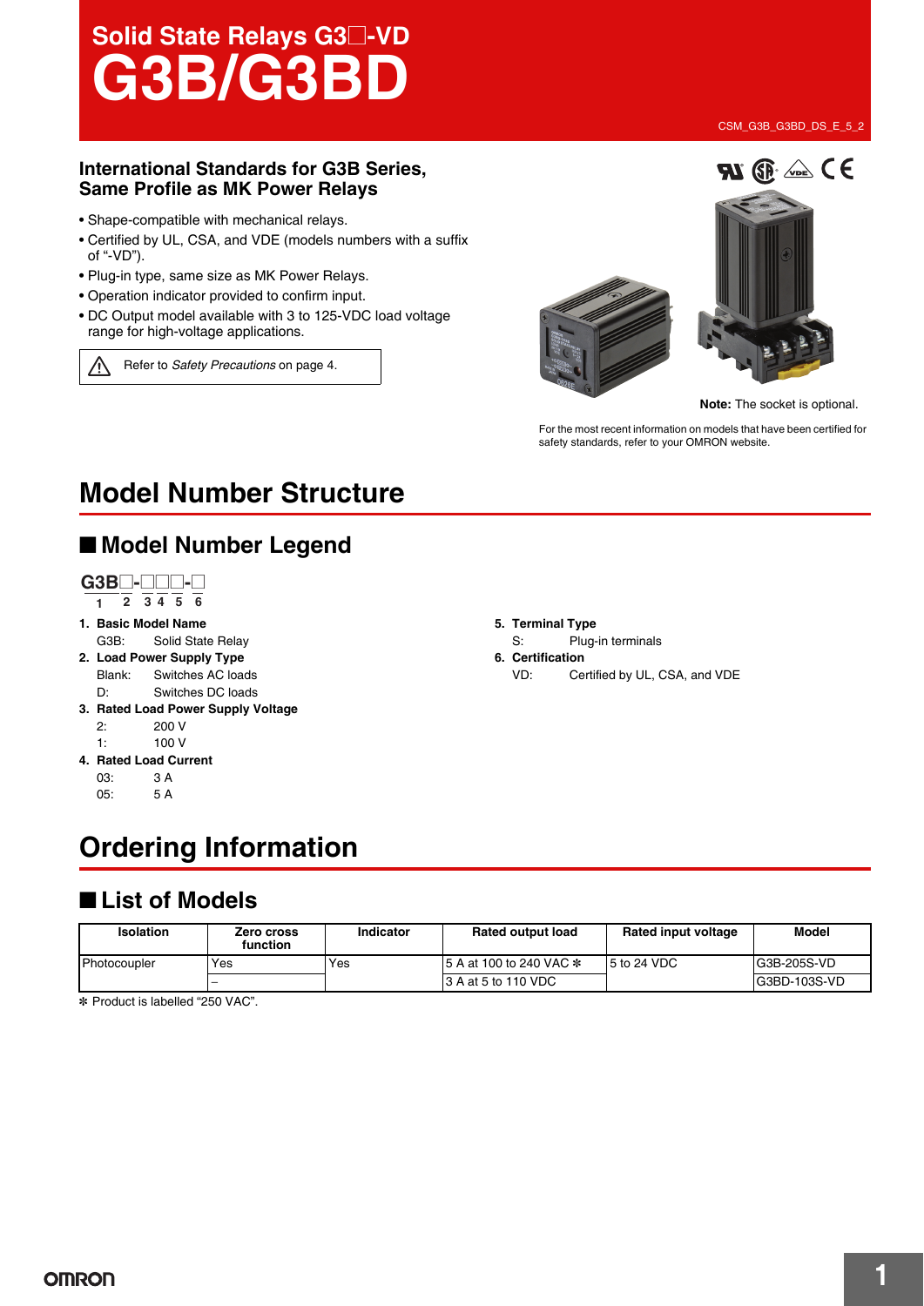# Solid State Relays G3□-VD
# G3B/G3BD

CSM_G3B_G3BD_DS_E_5_2

### International Standards for G3B Series, Same Profile as MK Power Relays

- Shape-compatible with mechanical relays.
- Certified by UL, CSA, and VDE (models numbers with a suffix of "-VD").
- Plug-in type, same size as MK Power Relays.
- Operation indicator provided to confirm input.
- DC Output model available with 3 to 125-VDC load voltage range for high-voltage applications.

⚠ Refer to *Safety Precautions* on page 4.

**Note:** The socket is optional.

For the most recent information on models that have been certified for safety standards, refer to your OMRON website.

# Model Number Structure

## ■ Model Number Legend

**G3B□-□□□-□**
1 2 3 4 5 6

1. **Basic Model Name**
   G3B: Solid State Relay
2. **Load Power Supply Type**
   Blank: Switches AC loads
   D: Switches DC loads
3. **Rated Load Power Supply Voltage**
   2: 200 V
   1: 100 V
4. **Rated Load Current**
   03: 3 A
   05: 5 A
5. **Terminal Type**
   S: Plug-in terminals
6. **Certification**
   VD: Certified by UL, CSA, and VDE

# Ordering Information

## ■ List of Models

| Isolation | Zero cross function | Indicator | Rated output load | Rated input voltage | Model |
|---|---|---|---|---|---|
| Photocoupler | Yes | Yes | 5 A at 100 to 240 VAC ✻ | 5 to 24 VDC | G3B-205S-VD |
| | – | | 3 A at 5 to 110 VDC | | G3BD-103S-VD |

✻ Product is labelled "250 VAC".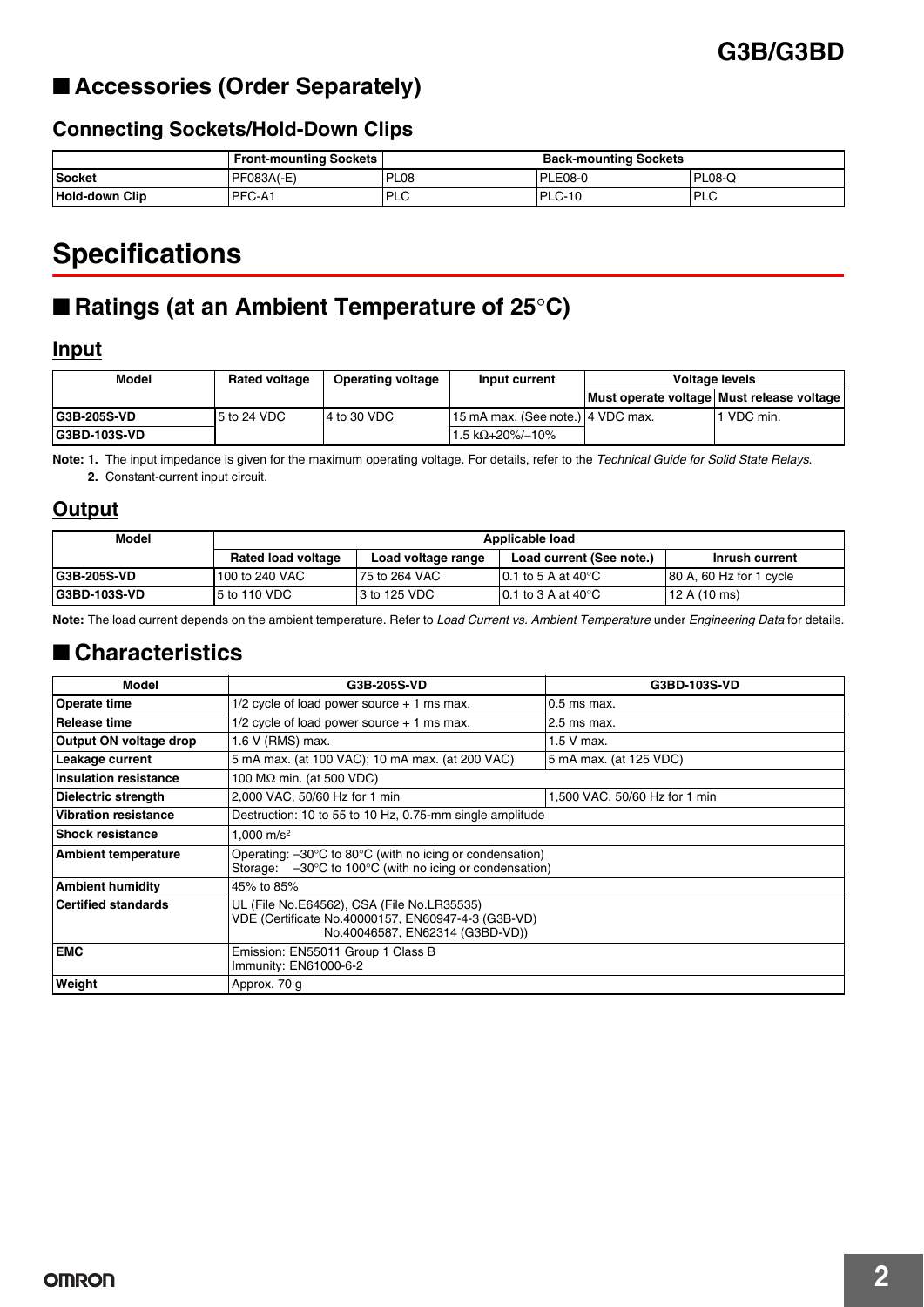## ■ Accessories (Order Separately)

### Connecting Sockets/Hold-Down Clips

| | Front-mounting Sockets | Back-mounting Sockets | | |
|---|---|---|---|---|
| **Socket** | PF083A(-E) | PL08 | PLE08-0 | PL08-Q |
| **Hold-down Clip** | PFC-A1 | PLC | PLC-10 | PLC |

# Specifications

## ■ Ratings (at an Ambient Temperature of 25°C)

### Input

| Model | Rated voltage | Operating voltage | Input current | Voltage levels | |
|---|---|---|---|---|---|
| | | | | Must operate voltage | Must release voltage |
| **G3B-205S-VD** | 5 to 24 VDC | 4 to 30 VDC | 15 mA max. (See note.) | 4 VDC max. | 1 VDC min. |
| **G3BD-103S-VD** | | | 1.5 kΩ+20%/–10% | | |

**Note: 1.** The input impedance is given for the maximum operating voltage. For details, refer to the *Technical Guide for Solid State Relays*.
**2.** Constant-current input circuit.

### Output

| Model | Applicable load | | | |
|---|---|---|---|---|
| | Rated load voltage | Load voltage range | Load current (See note.) | Inrush current |
| **G3B-205S-VD** | 100 to 240 VAC | 75 to 264 VAC | 0.1 to 5 A at 40°C | 80 A, 60 Hz for 1 cycle |
| **G3BD-103S-VD** | 5 to 110 VDC | 3 to 125 VDC | 0.1 to 3 A at 40°C | 12 A (10 ms) |

**Note:** The load current depends on the ambient temperature. Refer to *Load Current vs. Ambient Temperature* under *Engineering Data* for details.

## ■ Characteristics

| Model | G3B-205S-VD | G3BD-103S-VD |
|---|---|---|
| **Operate time** | 1/2 cycle of load power source + 1 ms max. | 0.5 ms max. |
| **Release time** | 1/2 cycle of load power source + 1 ms max. | 2.5 ms max. |
| **Output ON voltage drop** | 1.6 V (RMS) max. | 1.5 V max. |
| **Leakage current** | 5 mA max. (at 100 VAC); 10 mA max. (at 200 VAC) | 5 mA max. (at 125 VDC) |
| **Insulation resistance** | 100 MΩ min. (at 500 VDC) | |
| **Dielectric strength** | 2,000 VAC, 50/60 Hz for 1 min | 1,500 VAC, 50/60 Hz for 1 min |
| **Vibration resistance** | Destruction: 10 to 55 to 10 Hz, 0.75-mm single amplitude | |
| **Shock resistance** | 1,000 $m/s^2$ | |
| **Ambient temperature** | Operating: –30°C to 80°C (with no icing or condensation)<br>Storage: –30°C to 100°C (with no icing or condensation) | |
| **Ambient humidity** | 45% to 85% | |
| **Certified standards** | UL (File No.E64562), CSA (File No.LR35535)<br>VDE (Certificate No.40000157, EN60947-4-3 (G3B-VD)<br>No.40046587, EN62314 (G3BD-VD)) | |
| **EMC** | Emission: EN55011 Group 1 Class B<br>Immunity: EN61000-6-2 | |
| **Weight** | Approx. 70 g | |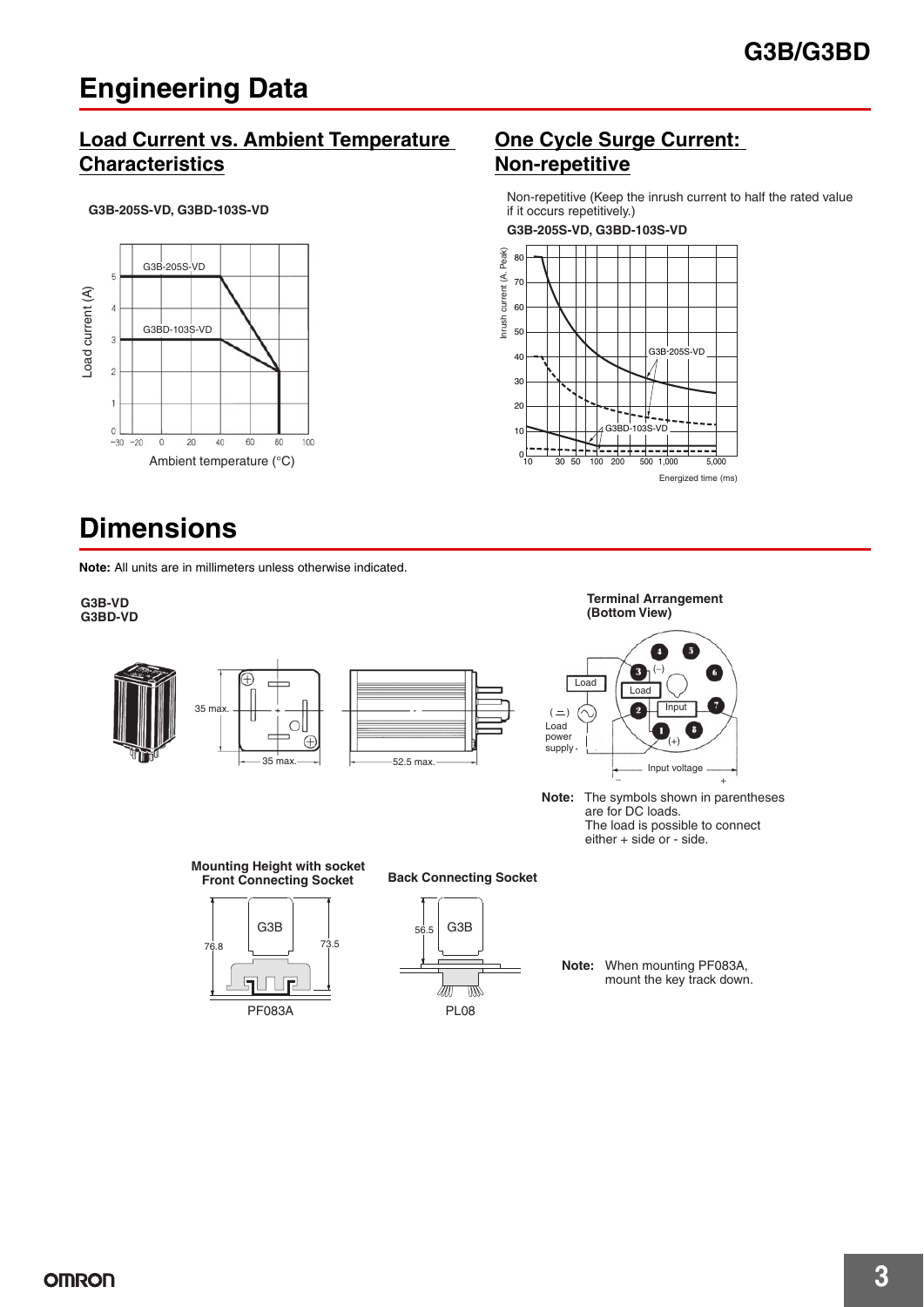# Engineering Data

## Load Current vs. Ambient Temperature Characteristics

**G3B-205S-VD, G3BD-103S-VD**

## One Cycle Surge Current: Non-repetitive

Non-repetitive (Keep the inrush current to half the rated value if it occurs repetitively.)

**G3B-205S-VD, G3BD-103S-VD**

# Dimensions

**Note:** All units are in millimeters unless otherwise indicated.

**G3B-VD**
**G3BD-VD**

**Terminal Arrangement (Bottom View)**

**Note:** The symbols shown in parentheses are for DC loads. The load is possible to connect either + side or - side.

**Mounting Height with socket Front Connecting Socket**

PF083A

**Back Connecting Socket**

PL08

**Note:** When mounting PF083A, mount the key track down.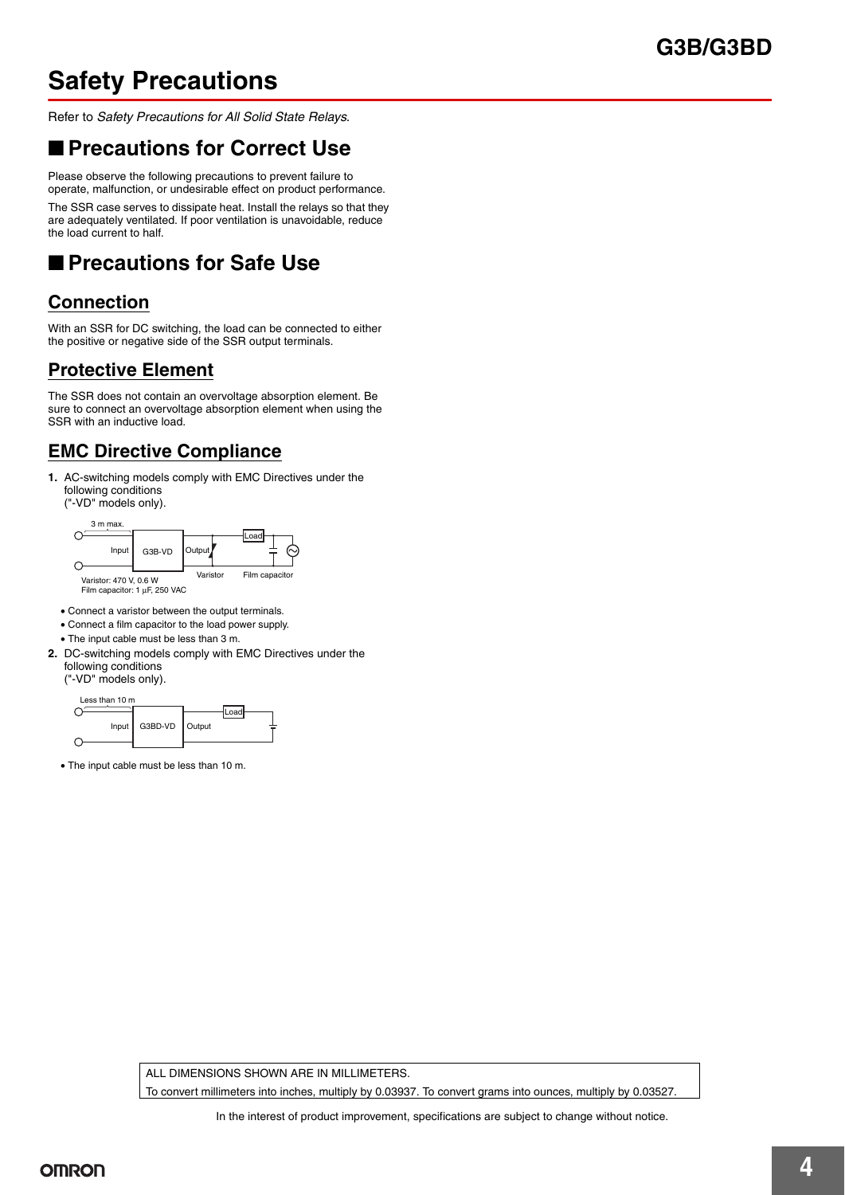# Safety Precautions

Refer to *Safety Precautions for All Solid State Relays*.

## ■ Precautions for Correct Use

Please observe the following precautions to prevent failure to operate, malfunction, or undesirable effect on product performance.

The SSR case serves to dissipate heat. Install the relays so that they are adequately ventilated. If poor ventilation is unavoidable, reduce the load current to half.

## ■ Precautions for Safe Use

### Connection

With an SSR for DC switching, the load can be connected to either the positive or negative side of the SSR output terminals.

### Protective Element

The SSR does not contain an overvoltage absorption element. Be sure to connect an overvoltage absorption element when using the SSR with an inductive load.

### EMC Directive Compliance

**1.** AC-switching models comply with EMC Directives under the following conditions ("-VD" models only).

3 m max.
Input G3B-VD Output Load
Varistor Film capacitor
Varistor: 470 V, 0.6 W
Film capacitor: 1 μF, 250 VAC

- Connect a varistor between the output terminals.
- Connect a film capacitor to the load power supply.
- The input cable must be less than 3 m.

**2.** DC-switching models comply with EMC Directives under the following conditions ("-VD" models only).

Less than 10 m
Input G3BD-VD Output Load

- The input cable must be less than 10 m.

ALL DIMENSIONS SHOWN ARE IN MILLIMETERS.
To convert millimeters into inches, multiply by 0.03937. To convert grams into ounces, multiply by 0.03527.

In the interest of product improvement, specifications are subject to change without notice.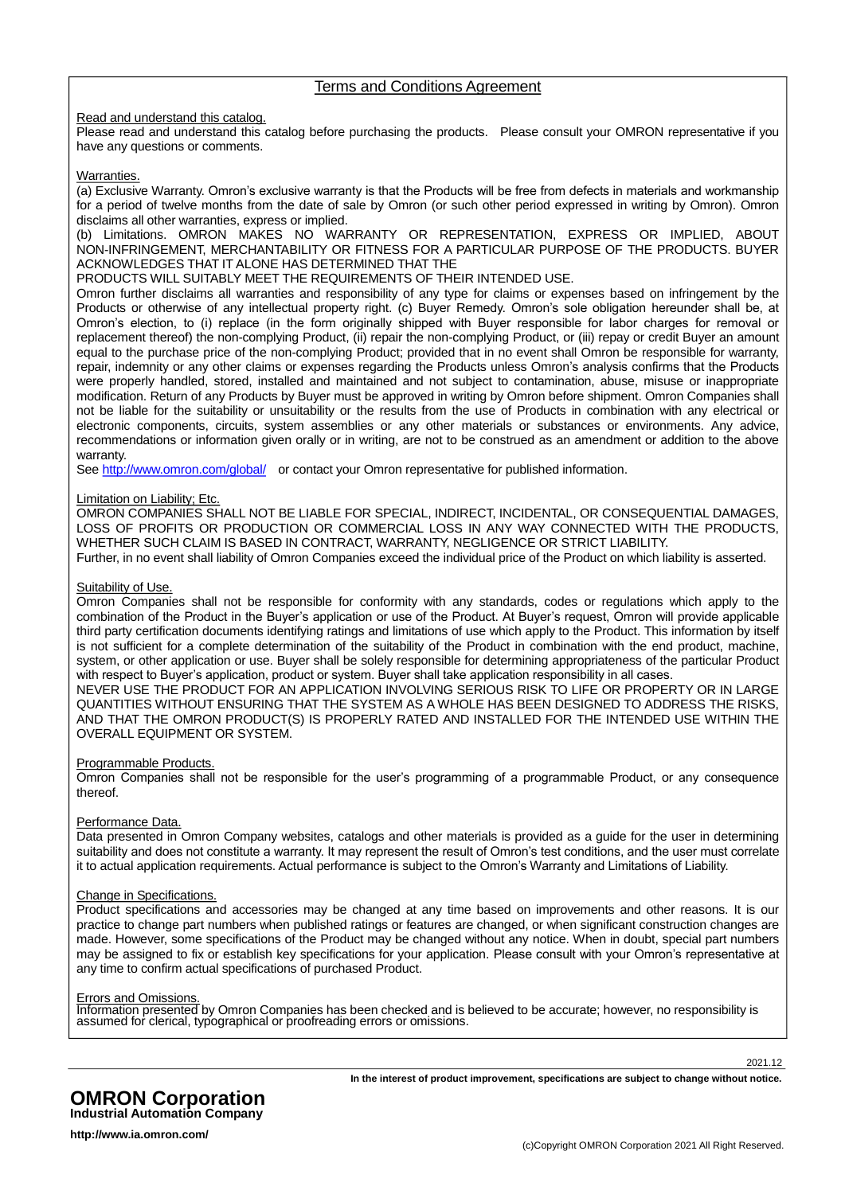## Terms and Conditions Agreement

### Read and understand this catalog.

Please read and understand this catalog before purchasing the products. Please consult your OMRON representative if you have any questions or comments.

### Warranties.

(a) Exclusive Warranty. Omron's exclusive warranty is that the Products will be free from defects in materials and workmanship for a period of twelve months from the date of sale by Omron (or such other period expressed in writing by Omron). Omron disclaims all other warranties, express or implied.

(b) Limitations. OMRON MAKES NO WARRANTY OR REPRESENTATION, EXPRESS OR IMPLIED, ABOUT NON-INFRINGEMENT, MERCHANTABILITY OR FITNESS FOR A PARTICULAR PURPOSE OF THE PRODUCTS. BUYER ACKNOWLEDGES THAT IT ALONE HAS DETERMINED THAT THE PRODUCTS WILL SUITABLY MEET THE REQUIREMENTS OF THEIR INTENDED USE.

Omron further disclaims all warranties and responsibility of any type for claims or expenses based on infringement by the Products or otherwise of any intellectual property right. (c) Buyer Remedy. Omron's sole obligation hereunder shall be, at Omron's election, to (i) replace (in the form originally shipped with Buyer responsible for labor charges for removal or replacement thereof) the non-complying Product, (ii) repair the non-complying Product, or (iii) repay or credit Buyer an amount equal to the purchase price of the non-complying Product; provided that in no event shall Omron be responsible for warranty, repair, indemnity or any other claims or expenses regarding the Products unless Omron's analysis confirms that the Products were properly handled, stored, installed and maintained and not subject to contamination, abuse, misuse or inappropriate modification. Return of any Products by Buyer must be approved in writing by Omron before shipment. Omron Companies shall not be liable for the suitability or unsuitability or the results from the use of Products in combination with any electrical or electronic components, circuits, system assemblies or any other materials or substances or environments. Any advice, recommendations or information given orally or in writing, are not to be construed as an amendment or addition to the above warranty.

See http://www.omron.com/global/ or contact your Omron representative for published information.

### Limitation on Liability; Etc.

OMRON COMPANIES SHALL NOT BE LIABLE FOR SPECIAL, INDIRECT, INCIDENTAL, OR CONSEQUENTIAL DAMAGES, LOSS OF PROFITS OR PRODUCTION OR COMMERCIAL LOSS IN ANY WAY CONNECTED WITH THE PRODUCTS, WHETHER SUCH CLAIM IS BASED IN CONTRACT, WARRANTY, NEGLIGENCE OR STRICT LIABILITY.

Further, in no event shall liability of Omron Companies exceed the individual price of the Product on which liability is asserted.

### Suitability of Use.

Omron Companies shall not be responsible for conformity with any standards, codes or regulations which apply to the combination of the Product in the Buyer's application or use of the Product. At Buyer's request, Omron will provide applicable third party certification documents identifying ratings and limitations of use which apply to the Product. This information by itself is not sufficient for a complete determination of the suitability of the Product in combination with the end product, machine, system, or other application or use. Buyer shall be solely responsible for determining appropriateness of the particular Product with respect to Buyer's application, product or system. Buyer shall take application responsibility in all cases.

NEVER USE THE PRODUCT FOR AN APPLICATION INVOLVING SERIOUS RISK TO LIFE OR PROPERTY OR IN LARGE QUANTITIES WITHOUT ENSURING THAT THE SYSTEM AS A WHOLE HAS BEEN DESIGNED TO ADDRESS THE RISKS, AND THAT THE OMRON PRODUCT(S) IS PROPERLY RATED AND INSTALLED FOR THE INTENDED USE WITHIN THE OVERALL EQUIPMENT OR SYSTEM.

### Programmable Products.

Omron Companies shall not be responsible for the user's programming of a programmable Product, or any consequence thereof.

### Performance Data.

Data presented in Omron Company websites, catalogs and other materials is provided as a guide for the user in determining suitability and does not constitute a warranty. It may represent the result of Omron's test conditions, and the user must correlate it to actual application requirements. Actual performance is subject to the Omron's Warranty and Limitations of Liability.

### Change in Specifications.

Product specifications and accessories may be changed at any time based on improvements and other reasons. It is our practice to change part numbers when published ratings or features are changed, or when significant construction changes are made. However, some specifications of the Product may be changed without any notice. When in doubt, special part numbers may be assigned to fix or establish key specifications for your application. Please consult with your Omron's representative at any time to confirm actual specifications of purchased Product.

### Errors and Omissions.

Information presented by Omron Companies has been checked and is believed to be accurate; however, no responsibility is assumed for clerical, typographical or proofreading errors or omissions.

2021.12

**In the interest of product improvement, specifications are subject to change without notice.**

**OMRON Corporation**
**Industrial Automation Company**

**http://www.ia.omron.com/**

(c)Copyright OMRON Corporation 2021 All Right Reserved.